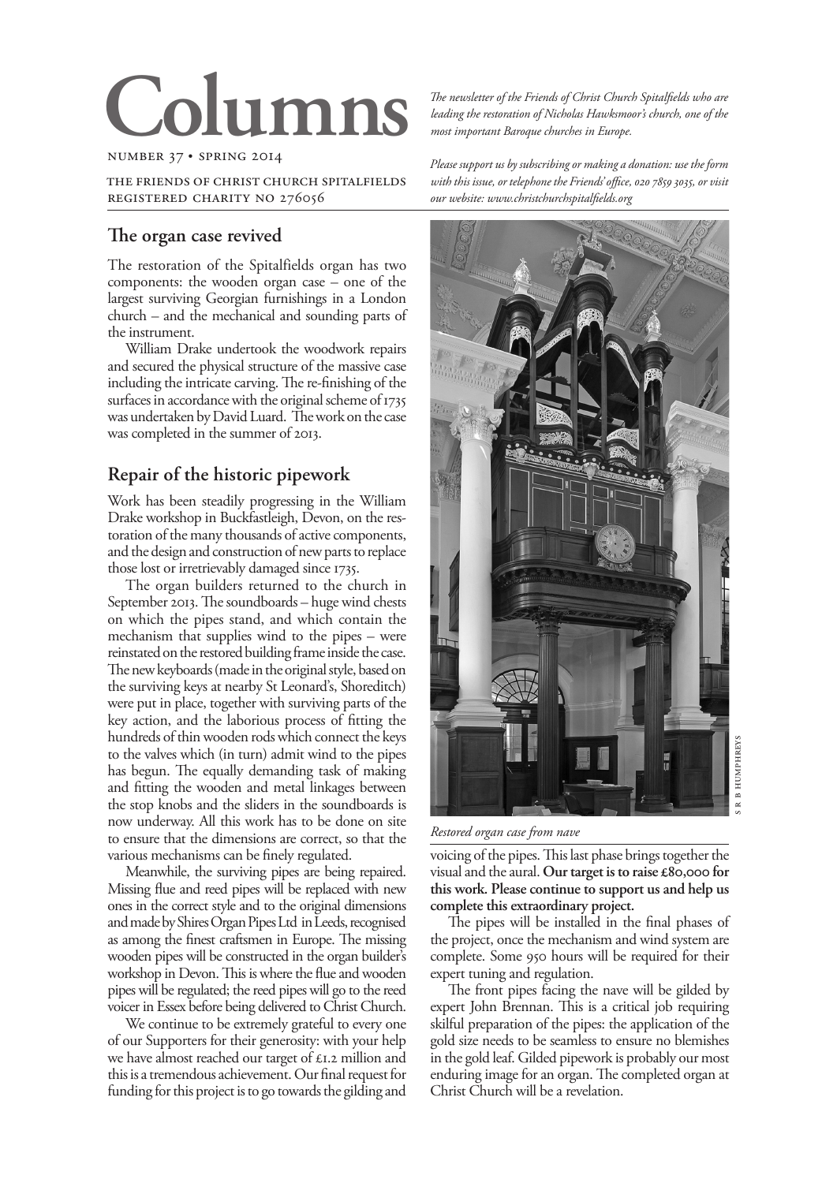# Columns

NUMBER 37 • SPRING 2014

THE FRIENDS OF CHRIST CHURCH SPITALFIELDS
REGISTERED CHARITY NO 276056

*The newsletter of the Friends of Christ Church Spitalfields who are leading the restoration of Nicholas Hawksmoor's church, one of the most important Baroque churches in Europe.*

*Please support us by subscribing or making a donation: use the form with this issue, or telephone the Friends' office, 020 7859 3035, or visit our website: www.christchurchspitalfields.org*

## The organ case revived

The restoration of the Spitalfields organ has two components: the wooden organ case – one of the largest surviving Georgian furnishings in a London church – and the mechanical and sounding parts of the instrument.

William Drake undertook the woodwork repairs and secured the physical structure of the massive case including the intricate carving. The re-finishing of the surfaces in accordance with the original scheme of 1735 was undertaken by David Luard. The work on the case was completed in the summer of 2013.

## Repair of the historic pipework

Work has been steadily progressing in the William Drake workshop in Buckfastleigh, Devon, on the restoration of the many thousands of active components, and the design and construction of new parts to replace those lost or irretrievably damaged since 1735.

The organ builders returned to the church in September 2013. The soundboards – huge wind chests on which the pipes stand, and which contain the mechanism that supplies wind to the pipes – were reinstated on the restored building frame inside the case. The new keyboards (made in the original style, based on the surviving keys at nearby St Leonard's, Shoreditch) were put in place, together with surviving parts of the key action, and the laborious process of fitting the hundreds of thin wooden rods which connect the keys to the valves which (in turn) admit wind to the pipes has begun. The equally demanding task of making and fitting the wooden and metal linkages between the stop knobs and the sliders in the soundboards is now underway. All this work has to be done on site to ensure that the dimensions are correct, so that the various mechanisms can be finely regulated.

Meanwhile, the surviving pipes are being repaired. Missing flue and reed pipes will be replaced with new ones in the correct style and to the original dimensions and made by Shires Organ Pipes Ltd in Leeds, recognised as among the finest craftsmen in Europe. The missing wooden pipes will be constructed in the organ builder's workshop in Devon. This is where the flue and wooden pipes will be regulated; the reed pipes will go to the reed voicer in Essex before being delivered to Christ Church.

We continue to be extremely grateful to every one of our Supporters for their generosity: with your help we have almost reached our target of £1.2 million and this is a tremendous achievement. Our final request for funding for this project is to go towards the gilding and voicing of the pipes. This last phase brings together the visual and the aural. **Our target is to raise £80,000 for this work. Please continue to support us and help us complete this extraordinary project.**

The pipes will be installed in the final phases of the project, once the mechanism and wind system are complete. Some 950 hours will be required for their expert tuning and regulation.

The front pipes facing the nave will be gilded by expert John Brennan. This is a critical job requiring skilful preparation of the pipes: the application of the gold size needs to be seamless to ensure no blemishes in the gold leaf. Gilded pipework is probably our most enduring image for an organ. The completed organ at Christ Church will be a revelation.

*Restored organ case from nave*

S R B HUMPHREYS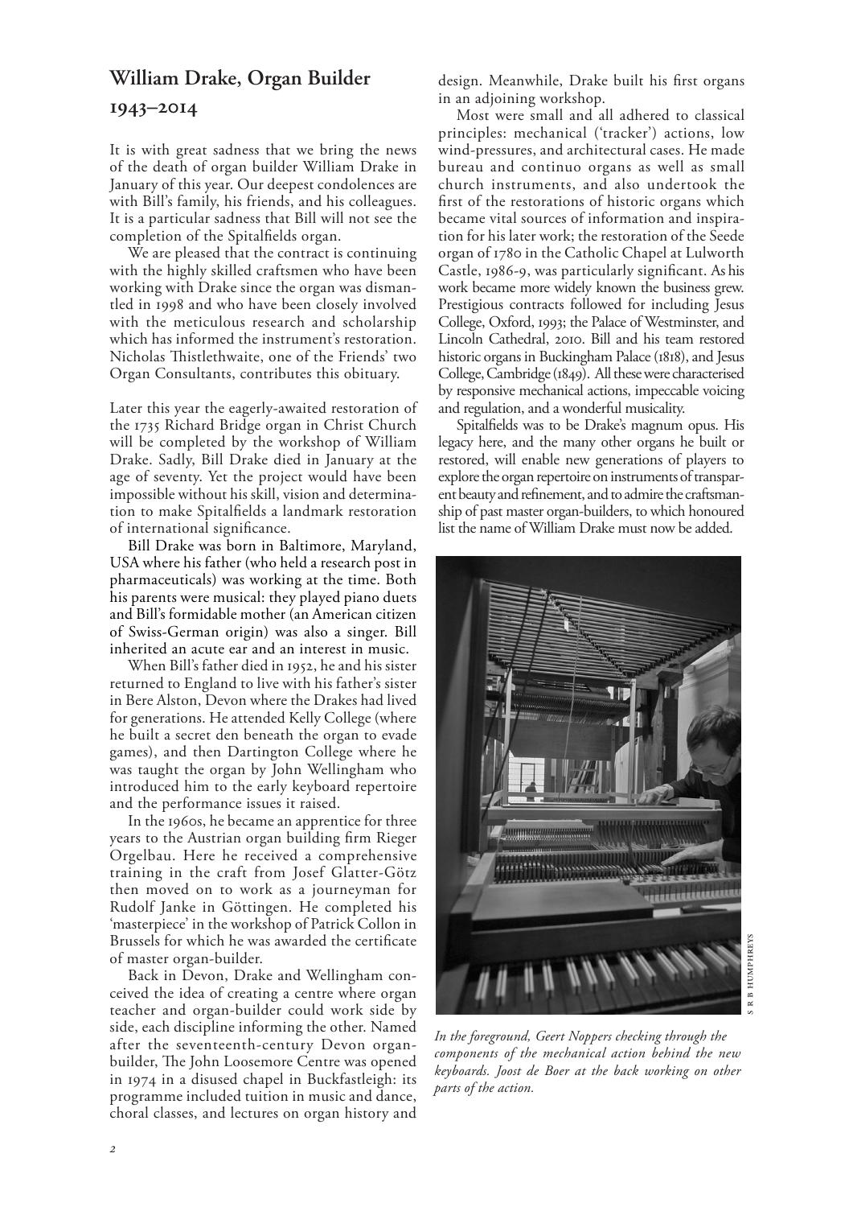## William Drake, Organ Builder

### 1943–2014

It is with great sadness that we bring the news of the death of organ builder William Drake in January of this year. Our deepest condolences are with Bill's family, his friends, and his colleagues. It is a particular sadness that Bill will not see the completion of the Spitalfields organ.

We are pleased that the contract is continuing with the highly skilled craftsmen who have been working with Drake since the organ was dismantled in 1998 and who have been closely involved with the meticulous research and scholarship which has informed the instrument's restoration. Nicholas Thistlethwaite, one of the Friends' two Organ Consultants, contributes this obituary.

Later this year the eagerly-awaited restoration of the 1735 Richard Bridge organ in Christ Church will be completed by the workshop of William Drake. Sadly, Bill Drake died in January at the age of seventy. Yet the project would have been impossible without his skill, vision and determination to make Spitalfields a landmark restoration of international significance.

Bill Drake was born in Baltimore, Maryland, USA where his father (who held a research post in pharmaceuticals) was working at the time. Both his parents were musical: they played piano duets and Bill's formidable mother (an American citizen of Swiss-German origin) was also a singer. Bill inherited an acute ear and an interest in music.

When Bill's father died in 1952, he and his sister returned to England to live with his father's sister in Bere Alston, Devon where the Drakes had lived for generations. He attended Kelly College (where he built a secret den beneath the organ to evade games), and then Dartington College where he was taught the organ by John Wellingham who introduced him to the early keyboard repertoire and the performance issues it raised.

In the 1960s, he became an apprentice for three years to the Austrian organ building firm Rieger Orgelbau. Here he received a comprehensive training in the craft from Josef Glatter-Götz then moved on to work as a journeyman for Rudolf Janke in Göttingen. He completed his 'masterpiece' in the workshop of Patrick Collon in Brussels for which he was awarded the certificate of master organ-builder.

Back in Devon, Drake and Wellingham conceived the idea of creating a centre where organ teacher and organ-builder could work side by side, each discipline informing the other. Named after the seventeenth-century Devon organ-builder, The John Loosemore Centre was opened in 1974 in a disused chapel in Buckfastleigh: its programme included tuition in music and dance, choral classes, and lectures on organ history and design. Meanwhile, Drake built his first organs in an adjoining workshop.

Most were small and all adhered to classical principles: mechanical ('tracker') actions, low wind-pressures, and architectural cases. He made bureau and continuo organs as well as small church instruments, and also undertook the first of the restorations of historic organs which became vital sources of information and inspiration for his later work; the restoration of the Seede organ of 1780 in the Catholic Chapel at Lulworth Castle, 1986-9, was particularly significant. As his work became more widely known the business grew. Prestigious contracts followed for including Jesus College, Oxford, 1993; the Palace of Westminster, and Lincoln Cathedral, 2010. Bill and his team restored historic organs in Buckingham Palace (1818), and Jesus College, Cambridge (1849). All these were characterised by responsive mechanical actions, impeccable voicing and regulation, and a wonderful musicality.

Spitalfields was to be Drake's magnum opus. His legacy here, and the many other organs he built or restored, will enable new generations of players to explore the organ repertoire on instruments of transparent beauty and refinement, and to admire the craftsmanship of past master organ-builders, to which honoured list the name of William Drake must now be added.

S R B HUMPHREYS

*In the foreground, Geert Noppers checking through the components of the mechanical action behind the new keyboards. Joost de Boer at the back working on other parts of the action.*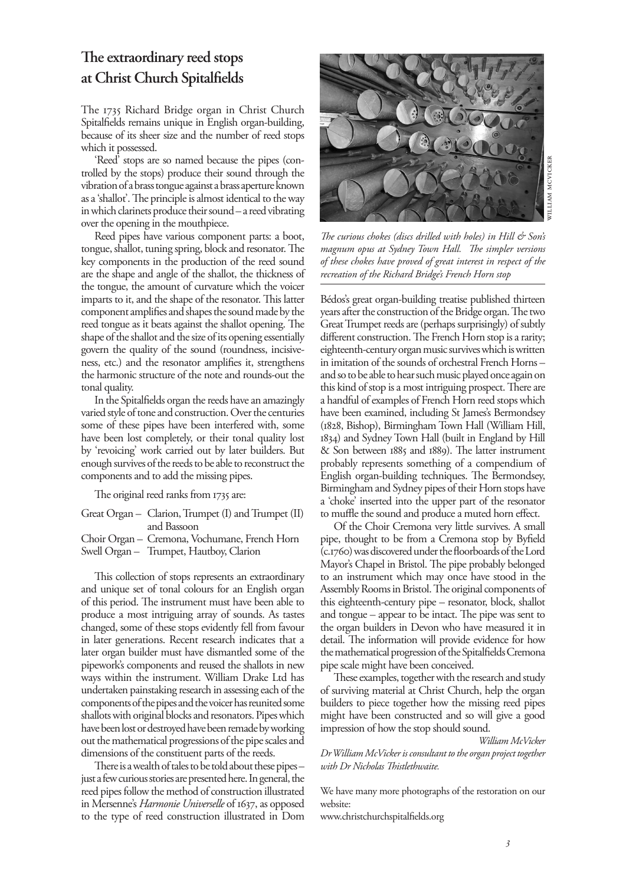# The extraordinary reed stops at Christ Church Spitalfields

The 1735 Richard Bridge organ in Christ Church Spitalfields remains unique in English organ-building, because of its sheer size and the number of reed stops which it possessed.

'Reed' stops are so named because the pipes (controlled by the stops) produce their sound through the vibration of a brass tongue against a brass aperture known as a 'shallot'. The principle is almost identical to the way in which clarinets produce their sound – a reed vibrating over the opening in the mouthpiece.

Reed pipes have various component parts: a boot, tongue, shallot, tuning spring, block and resonator. The key components in the production of the reed sound are the shape and angle of the shallot, the thickness of the tongue, the amount of curvature which the voicer imparts to it, and the shape of the resonator. This latter component amplifies and shapes the sound made by the reed tongue as it beats against the shallot opening. The shape of the shallot and the size of its opening essentially govern the quality of the sound (roundness, incisiveness, etc.) and the resonator amplifies it, strengthens the harmonic structure of the note and rounds-out the tonal quality.

In the Spitalfields organ the reeds have an amazingly varied style of tone and construction. Over the centuries some of these pipes have been interfered with, some have been lost completely, or their tonal quality lost by 'revoicing' work carried out by later builders. But enough survives of the reeds to be able to reconstruct the components and to add the missing pipes.

The original reed ranks from 1735 are:

Great Organ – Clarion, Trumpet (I) and Trumpet (II) and Bassoon
Choir Organ – Cremona, Vochumane, French Horn
Swell Organ – Trumpet, Hautboy, Clarion

This collection of stops represents an extraordinary and unique set of tonal colours for an English organ of this period. The instrument must have been able to produce a most intriguing array of sounds. As tastes changed, some of these stops evidently fell from favour in later generations. Recent research indicates that a later organ builder must have dismantled some of the pipework's components and reused the shallots in new ways within the instrument. William Drake Ltd has undertaken painstaking research in assessing each of the components of the pipes and the voicer has reunited some shallots with original blocks and resonators. Pipes which have been lost or destroyed have been remade by working out the mathematical progressions of the pipe scales and dimensions of the constituent parts of the reeds.

There is a wealth of tales to be told about these pipes – just a few curious stories are presented here. In general, the reed pipes follow the method of construction illustrated in Mersenne's *Harmonie Universelle* of 1637, as opposed to the type of reed construction illustrated in Dom Bédos's great organ-building treatise published thirteen years after the construction of the Bridge organ. The two Great Trumpet reeds are (perhaps surprisingly) of subtly different construction. The French Horn stop is a rarity; eighteenth-century organ music survives which is written in imitation of the sounds of orchestral French Horns – and so to be able to hear such music played once again on this kind of stop is a most intriguing prospect. There are a handful of examples of French Horn reed stops which have been examined, including St James's Bermondsey (1828, Bishop), Birmingham Town Hall (William Hill, 1834) and Sydney Town Hall (built in England by Hill & Son between 1885 and 1889). The latter instrument probably represents something of a compendium of English organ-building techniques. The Bermondsey, Birmingham and Sydney pipes of their Horn stops have a 'choke' inserted into the upper part of the resonator to muffle the sound and produce a muted horn effect.

WILLIAM MCVICKER

*The curious chokes (discs drilled with holes) in Hill & Son's magnum opus at Sydney Town Hall. The simpler versions of these chokes have proved of great interest in respect of the recreation of the Richard Bridge's French Horn stop*

Of the Choir Cremona very little survives. A small pipe, thought to be from a Cremona stop by Byfield (c.1760) was discovered under the floorboards of the Lord Mayor's Chapel in Bristol. The pipe probably belonged to an instrument which may once have stood in the Assembly Rooms in Bristol. The original components of this eighteenth-century pipe – resonator, block, shallot and tongue – appear to be intact. The pipe was sent to the organ builders in Devon who have measured it in detail. The information will provide evidence for how the mathematical progression of the Spitalfields Cremona pipe scale might have been conceived.

These examples, together with the research and study of surviving material at Christ Church, help the organ builders to piece together how the missing reed pipes might have been constructed and so will give a good impression of how the stop should sound.

*William McVicker*

*Dr William McVicker is consultant to the organ project together with Dr Nicholas Thistlethwaite.*

We have many more photographs of the restoration on our website:
www.christchurchspitalfields.org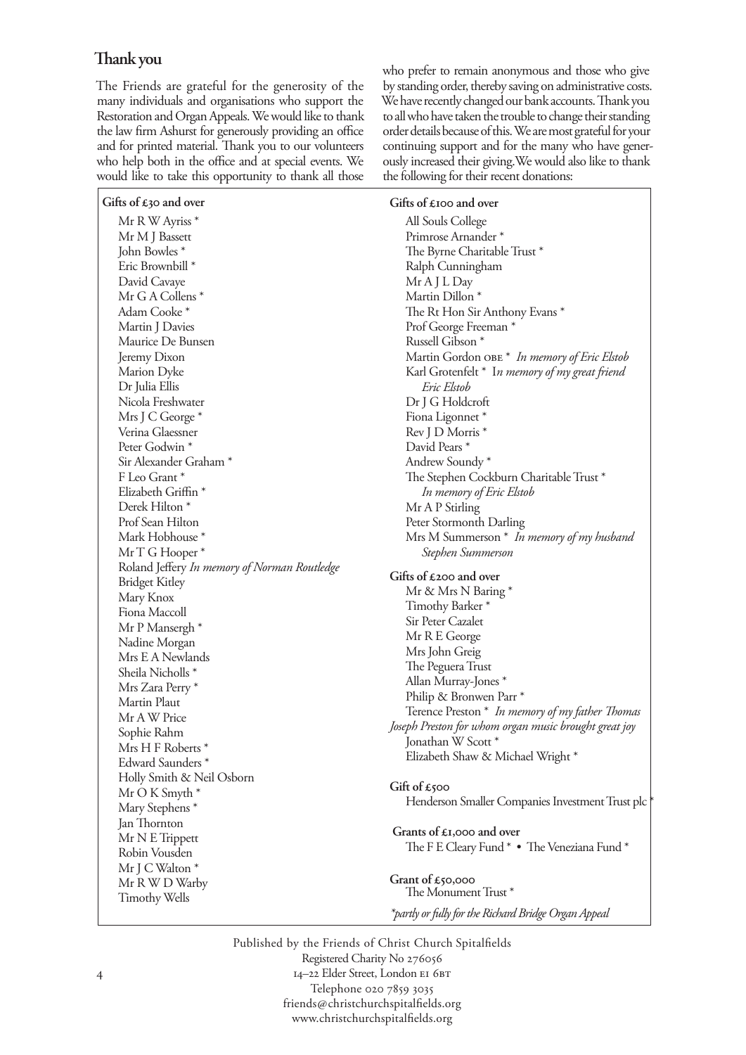## Thank you

The Friends are grateful for the generosity of the many individuals and organisations who support the Restoration and Organ Appeals. We would like to thank the law firm Ashurst for generously providing an office and for printed material. Thank you to our volunteers who help both in the office and at special events. We would like to take this opportunity to thank all those who prefer to remain anonymous and those who give by standing order, thereby saving on administrative costs. We have recently changed our bank accounts. Thank you to all who have taken the trouble to change their standing order details because of this. We are most grateful for your continuing support and for the many who have generously increased their giving. We would also like to thank the following for their recent donations:

**Gifts of £30 and over**

Mr R W Ayriss *
Mr M J Bassett
John Bowles *
Eric Brownbill *
David Cavaye
Mr G A Collens *
Adam Cooke *
Martin J Davies
Maurice De Bunsen
Jeremy Dixon
Marion Dyke
Dr Julia Ellis
Nicola Freshwater
Mrs J C George *
Verina Glaessner
Peter Godwin *
Sir Alexander Graham *
F Leo Grant *
Elizabeth Griffin *
Derek Hilton *
Prof Sean Hilton
Mark Hobhouse *
Mr T G Hooper *
Roland Jeffery *In memory of Norman Routledge*
Bridget Kitley
Mary Knox
Fiona Maccoll
Mr P Mansergh *
Nadine Morgan
Mrs E A Newlands
Sheila Nicholls *
Mrs Zara Perry *
Martin Plaut
Mr A W Price
Sophie Rahm
Mrs H F Roberts *
Edward Saunders *
Holly Smith & Neil Osborn
Mr O K Smyth *
Mary Stephens *
Jan Thornton
Mr N E Trippett
Robin Vousden
Mr J C Walton *
Mr R W D Warby
Timothy Wells

**Gifts of £100 and over**

All Souls College
Primrose Arnander *
The Byrne Charitable Trust *
Ralph Cunningham
Mr A J L Day
Martin Dillon *
The Rt Hon Sir Anthony Evans *
Prof George Freeman *
Russell Gibson *
Martin Gordon OBE * *In memory of Eric Elstob*
Karl Grotenfelt * *In memory of my great friend Eric Elstob*
Dr J G Holdcroft
Fiona Ligonnet *
Rev J D Morris *
David Pears *
Andrew Soundy *
The Stephen Cockburn Charitable Trust * *In memory of Eric Elstob*
Mr A P Stirling
Peter Stormonth Darling
Mrs M Summerson * *In memory of my husband Stephen Summerson*

**Gifts of £200 and over**

Mr & Mrs N Baring *
Timothy Barker *
Sir Peter Cazalet
Mr R E George
Mrs John Greig
The Peguera Trust
Allan Murray-Jones *
Philip & Bronwen Parr *
Terence Preston * *In memory of my father Thomas Joseph Preston for whom organ music brought great joy*
Jonathan W Scott *
Elizabeth Shaw & Michael Wright *

**Gift of £500**

Henderson Smaller Companies Investment Trust plc *

**Grants of £1,000 and over**

The F E Cleary Fund * • The Veneziana Fund *

**Grant of £50,000**

The Monument Trust *

*\*partly or fully for the Richard Bridge Organ Appeal*

Published by the Friends of Christ Church Spitalfields
Registered Charity No 276056
14–22 Elder Street, London E1 6BT
Telephone 020 7859 3035
friends@christchurchspitalfields.org
www.christchurchspitalfields.org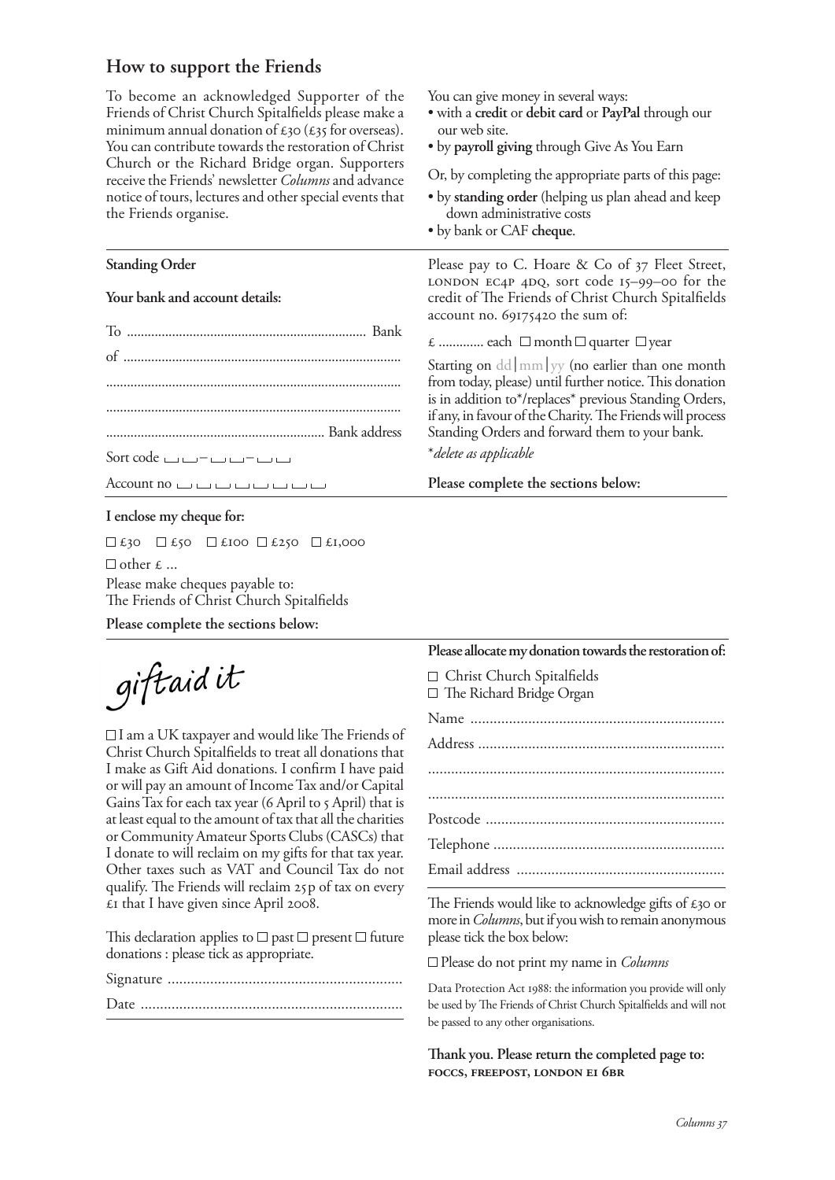## How to support the Friends

To become an acknowledged Supporter of the Friends of Christ Church Spitalfields please make a minimum annual donation of £30 (£35 for overseas). You can contribute towards the restoration of Christ Church or the Richard Bridge organ. Supporters receive the Friends' newsletter *Columns* and advance notice of tours, lectures and other special events that the Friends organise.

You can give money in several ways:

- with a **credit** or **debit card** or **PayPal** through our web site.
- by **payroll giving** through Give As You Earn

Or, by completing the appropriate parts of this page:

- by **standing order** (helping us plan ahead and keep down administrative costs
- by bank or CAF **cheque**.

**Standing Order**

**Your bank and account details:**

To .................................................................... Bank

of ..............................................................................

...................................................................................

...................................................................................

.............................................................. Bank address

Sort code ☐☐–☐☐–☐☐

Account no ☐☐☐☐☐☐☐☐

Please pay to C. Hoare & Co of 37 Fleet Street, LONDON EC4P 4DQ, sort code 15–99–00 for the credit of The Friends of Christ Church Spitalfields account no. 69175420 the sum of:

£ ............. each ☐ month ☐ quarter ☐ year

Starting on dd|mm|yy (no earlier than one month from today, please) until further notice. This donation is in addition to*/replaces* previous Standing Orders, if any, in favour of the Charity. The Friends will process Standing Orders and forward them to your bank.

**delete as applicable*

**Please complete the sections below:**

**I enclose my cheque for:**

☐ £30 ☐ £50 ☐ £100 ☐ £250 ☐ £1,000

☐ other £ ...

Please make cheques payable to:
The Friends of Christ Church Spitalfields

**Please complete the sections below:**

giftaid it

☐ I am a UK taxpayer and would like The Friends of Christ Church Spitalfields to treat all donations that I make as Gift Aid donations. I confirm I have paid or will pay an amount of Income Tax and/or Capital Gains Tax for each tax year (6 April to 5 April) that is at least equal to the amount of tax that all the charities or Community Amateur Sports Clubs (CASCs) that I donate to will reclaim on my gifts for that tax year. Other taxes such as VAT and Council Tax do not qualify. The Friends will reclaim 25p of tax on every £1 that I have given since April 2008.

This declaration applies to ☐ past ☐ present ☐ future donations : please tick as appropriate.

Signature ............................................................

Date ...................................................................

**Please allocate my donation towards the restoration of:**

☐ Christ Church Spitalfields
☐ The Richard Bridge Organ

Name .................................................................

Address ...............................................................

...........................................................................

...........................................................................

Postcode .............................................................

Telephone ...........................................................

Email address .....................................................

The Friends would like to acknowledge gifts of £30 or more in *Columns*, but if you wish to remain anonymous please tick the box below:

☐ Please do not print my name in *Columns*

Data Protection Act 1988: the information you provide will only be used by The Friends of Christ Church Spitalfields and will not be passed to any other organisations.

**Thank you. Please return the completed page to:**
**FOCCS, FREEPOST, LONDON E1 6BR**